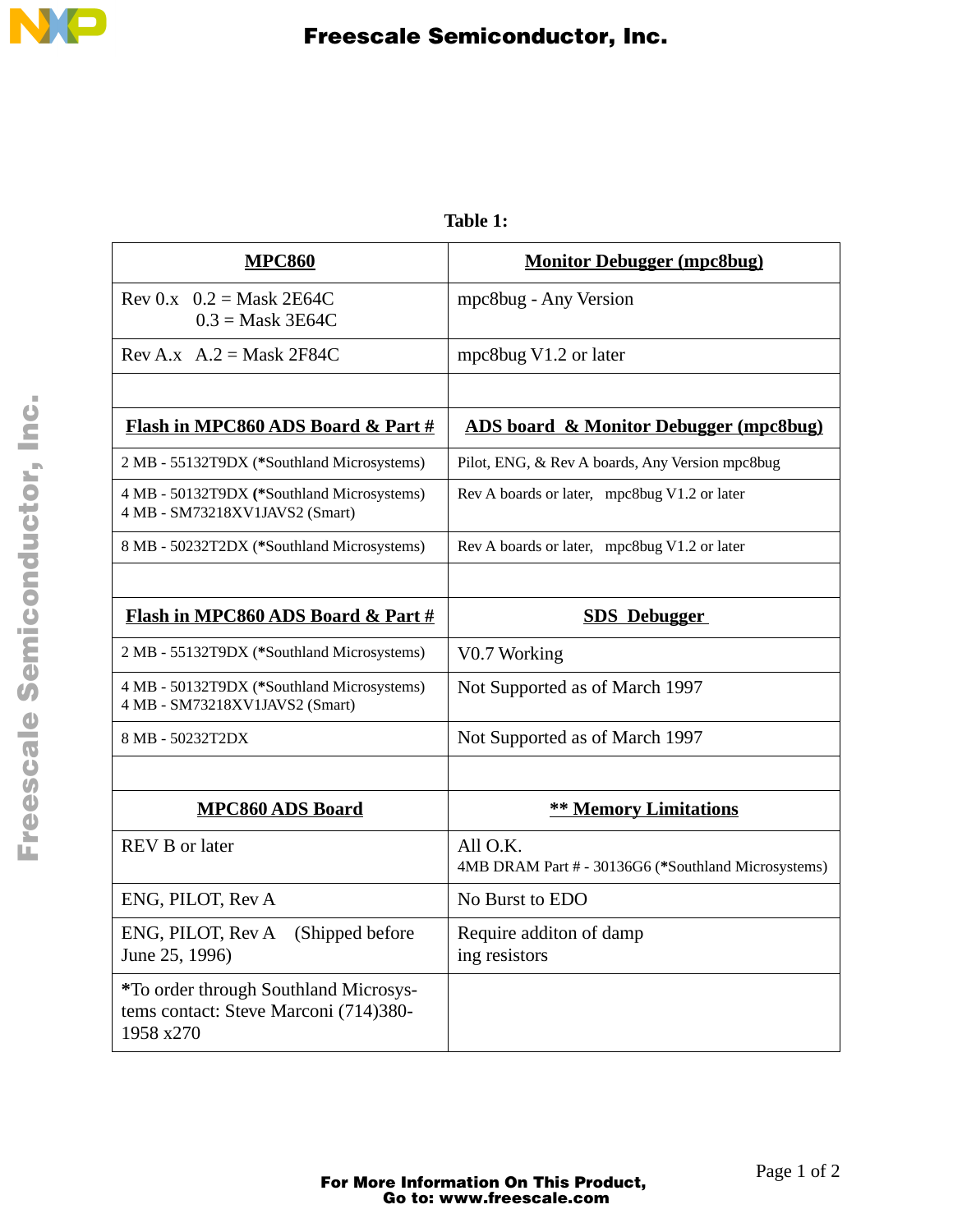**Table 1:**

| MPC860 | Monitor Debugger (mpc8bug) |
|---|---|
| Rev 0.x 0.2 = Mask 2E64C<br>0.3 = Mask 3E64C | mpc8bug - Any Version |
| Rev A.x A.2 = Mask 2F84C | mpc8bug V1.2 or later |
| | |
| **Flash in MPC860 ADS Board & Part #** | **ADS board & Monitor Debugger (mpc8bug)** |
| 2 MB - 55132T9DX (*Southland Microsystems) | Pilot, ENG, & Rev A boards, Any Version mpc8bug |
| 4 MB - 50132T9DX (*Southland Microsystems)<br>4 MB - SM73218XV1JAVS2 (Smart) | Rev A boards or later, mpc8bug V1.2 or later |
| 8 MB - 50232T2DX (*Southland Microsystems) | Rev A boards or later, mpc8bug V1.2 or later |
| | |
| **Flash in MPC860 ADS Board & Part #** | **SDS Debugger** |
| 2 MB - 55132T9DX (*Southland Microsystems) | V0.7 Working |
| 4 MB - 50132T9DX (*Southland Microsystems)<br>4 MB - SM73218XV1JAVS2 (Smart) | Not Supported as of March 1997 |
| 8 MB - 50232T2DX | Not Supported as of March 1997 |
| | |
| **MPC860 ADS Board** | **** Memory Limitations** |
| REV B or later | All O.K.<br>4MB DRAM Part # - 30136G6 (*Southland Microsystems) |
| ENG, PILOT, Rev A | No Burst to EDO |
| ENG, PILOT, Rev A (Shipped before June 25, 1996) | Require additon of damp ing resistors |
| *To order through Southland Microsystems contact: Steve Marconi (714)380-1958 x270 | |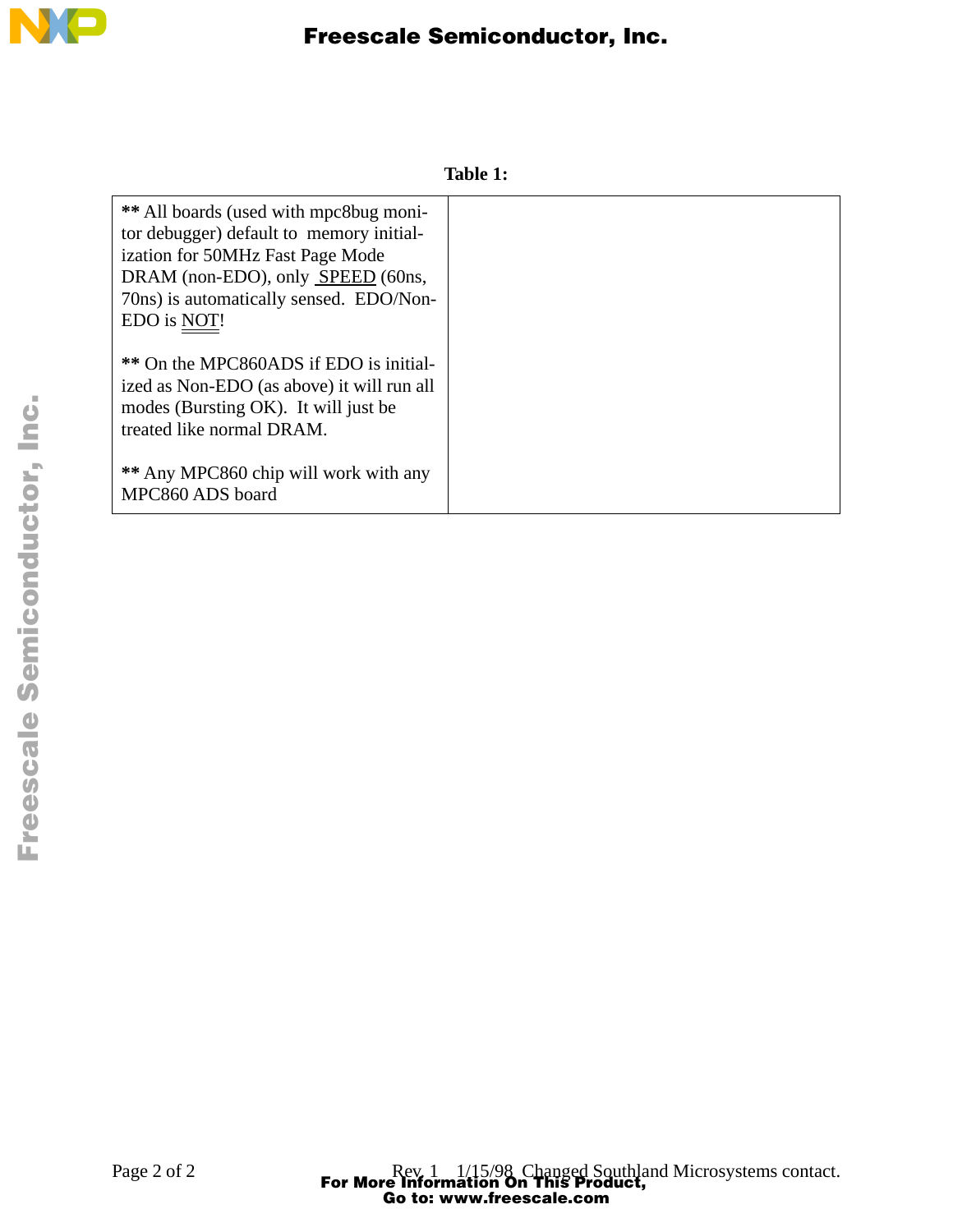**Table 1:**

| | |
|---|---|
| **\*\*** All boards (used with mpc8bug monitor debugger) default to memory initialization for 50MHz Fast Page Mode DRAM (non-EDO), only SPEED (60ns, 70ns) is automatically sensed. EDO/Non-EDO is NOT!<br><br>**\*\*** On the MPC860ADS if EDO is initialized as Non-EDO (as above) it will run all modes (Bursting OK). It will just be treated like normal DRAM.<br><br>**\*\*** Any MPC860 chip will work with any MPC860 ADS board | |

Rev. 1 1/15/98 Changed Southland Microsystems contact.